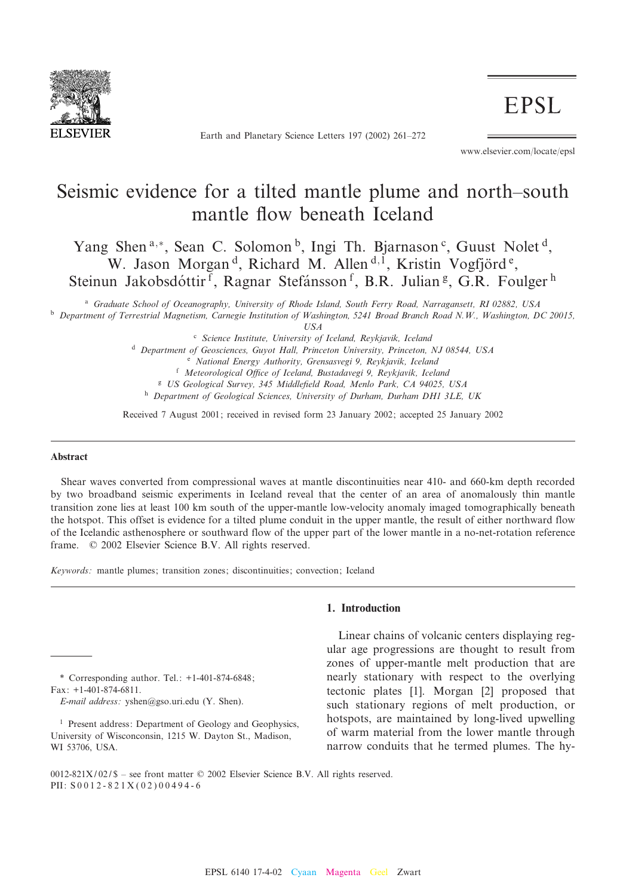# Seismic evidence for a tilted mantle plume and north–south mantle flow beneath Iceland

Yang Shen [a,*], Sean C. Solomon [b], Ingi Th. Bjarnason [c], Guust Nolet [d], W. Jason Morgan [d], Richard M. Allen [d,1], Kristin Vogfjörd [e], Steinun Jakobsdóttir [f], Ragnar Stefánsson [f], B.R. Julian [g], G.R. Foulger [h]

[a] Graduate School of Oceanography, University of Rhode Island, South Ferry Road, Narragansett, RI 02882, USA

[b] Department of Terrestrial Magnetism, Carnegie Institution of Washington, 5241 Broad Branch Road N.W., Washington, DC 20015, USA

[c] Science Institute, University of Iceland, Reykjavik, Iceland

[d] Department of Geosciences, Guyot Hall, Princeton University, Princeton, NJ 08544, USA

[e] National Energy Authority, Grensasvegi 9, Reykjavik, Iceland

[f] Meteorological Office of Iceland, Bustadavegi 9, Reykjavik, Iceland

[g] US Geological Survey, 345 Middlefield Road, Menlo Park, CA 94025, USA

[h] Department of Geological Sciences, University of Durham, Durham DH1 3LE, UK

Received 7 August 2001; received in revised form 23 January 2002; accepted 25 January 2002

## Abstract

Shear waves converted from compressional waves at mantle discontinuities near 410- and 660-km depth recorded by two broadband seismic experiments in Iceland reveal that the center of an area of anomalously thin mantle transition zone lies at least 100 km south of the upper-mantle low-velocity anomaly imaged tomographically beneath the hotspot. This offset is evidence for a tilted plume conduit in the upper mantle, the result of either northward flow of the Icelandic asthenosphere or southward flow of the upper part of the lower mantle in a no-net-rotation reference frame. © 2002 Elsevier Science B.V. All rights reserved.

*Keywords:* mantle plumes; transition zones; discontinuities; convection; Iceland

## 1. Introduction

Linear chains of volcanic centers displaying regular age progressions are thought to result from zones of upper-mantle melt production that are nearly stationary with respect to the overlying tectonic plates [1]. Morgan [2] proposed that such stationary regions of melt production, or hotspots, are maintained by long-lived upwelling of warm material from the lower mantle through narrow conduits that he termed plumes. The hy-

---

* Corresponding author. Tel.: +1-401-874-6848; Fax: +1-401-874-6811.
*E-mail address:* yshen@gso.uri.edu (Y. Shen).

[1] Present address: Department of Geology and Geophysics, University of Wisconconsin, 1215 W. Dayton St., Madison, WI 53706, USA.

0012-821X/02/$ – see front matter © 2002 Elsevier Science B.V. All rights reserved.
PII: S0012-821X(02)00494-6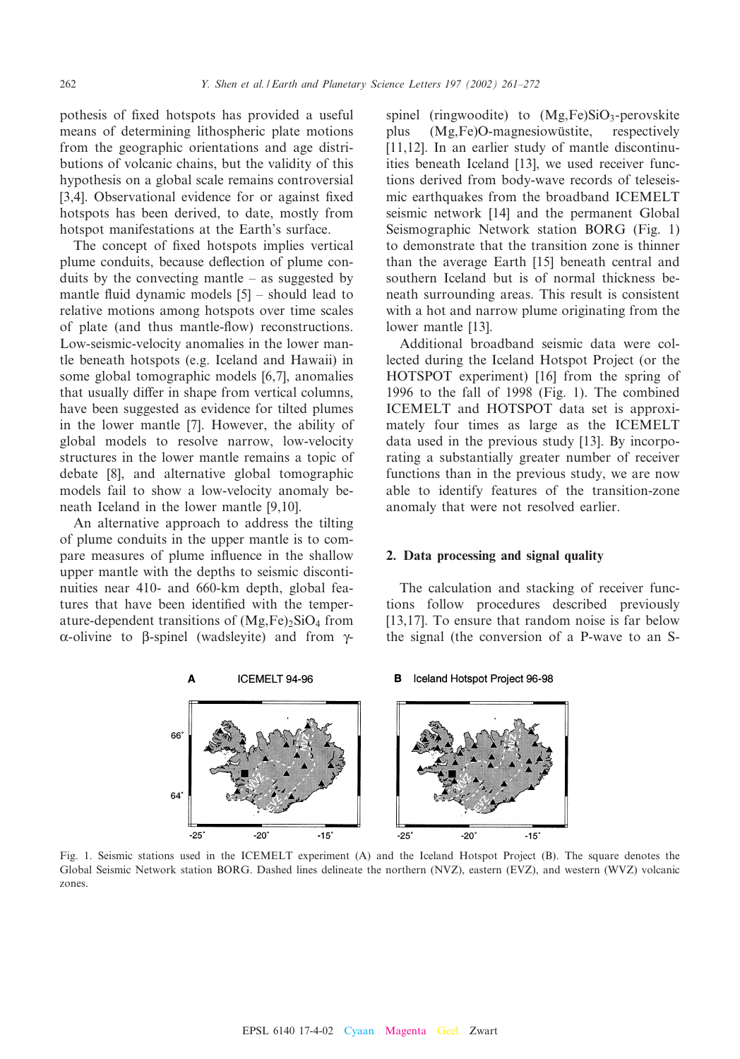pothesis of fixed hotspots has provided a useful means of determining lithospheric plate motions from the geographic orientations and age distributions of volcanic chains, but the validity of this hypothesis on a global scale remains controversial [3,4]. Observational evidence for or against fixed hotspots has been derived, to date, mostly from hotspot manifestations at the Earth's surface.

The concept of fixed hotspots implies vertical plume conduits, because deflection of plume conduits by the convecting mantle – as suggested by mantle fluid dynamic models [5] – should lead to relative motions among hotspots over time scales of plate (and thus mantle-flow) reconstructions. Low-seismic-velocity anomalies in the lower mantle beneath hotspots (e.g. Iceland and Hawaii) in some global tomographic models [6,7], anomalies that usually differ in shape from vertical columns, have been suggested as evidence for tilted plumes in the lower mantle [7]. However, the ability of global models to resolve narrow, low-velocity structures in the lower mantle remains a topic of debate [8], and alternative global tomographic models fail to show a low-velocity anomaly beneath Iceland in the lower mantle [9,10].

An alternative approach to address the tilting of plume conduits in the upper mantle is to compare measures of plume influence in the shallow upper mantle with the depths to seismic discontinuities near 410- and 660-km depth, global features that have been identified with the temperature-dependent transitions of $(Mg,Fe)_2SiO_4$ from α-olivine to β-spinel (wadsleyite) and from γ-spinel (ringwoodite) to $(Mg,Fe)SiO_3$-perovskite plus (Mg,Fe)O-magnesiowüstite, respectively [11,12]. In an earlier study of mantle discontinuities beneath Iceland [13], we used receiver functions derived from body-wave records of teleseismic earthquakes from the broadband ICEMELT seismic network [14] and the permanent Global Seismographic Network station BORG (Fig. 1) to demonstrate that the transition zone is thinner than the average Earth [15] beneath central and southern Iceland but is of normal thickness beneath surrounding areas. This result is consistent with a hot and narrow plume originating from the lower mantle [13].

Additional broadband seismic data were collected during the Iceland Hotspot Project (or the HOTSPOT experiment) [16] from the spring of 1996 to the fall of 1998 (Fig. 1). The combined ICEMELT and HOTSPOT data set is approximately four times as large as the ICEMELT data used in the previous study [13]. By incorporating a substantially greater number of receiver functions than in the previous study, we are now able to identify features of the transition-zone anomaly that were not resolved earlier.

## 2. Data processing and signal quality

The calculation and stacking of receiver functions follow procedures described previously [13,17]. To ensure that random noise is far below the signal (the conversion of a P-wave to an S-

Fig. 1. Seismic stations used in the ICEMELT experiment (A) and the Iceland Hotspot Project (B). The square denotes the Global Seismic Network station BORG. Dashed lines delineate the northern (NVZ), eastern (EVZ), and western (WVZ) volcanic zones.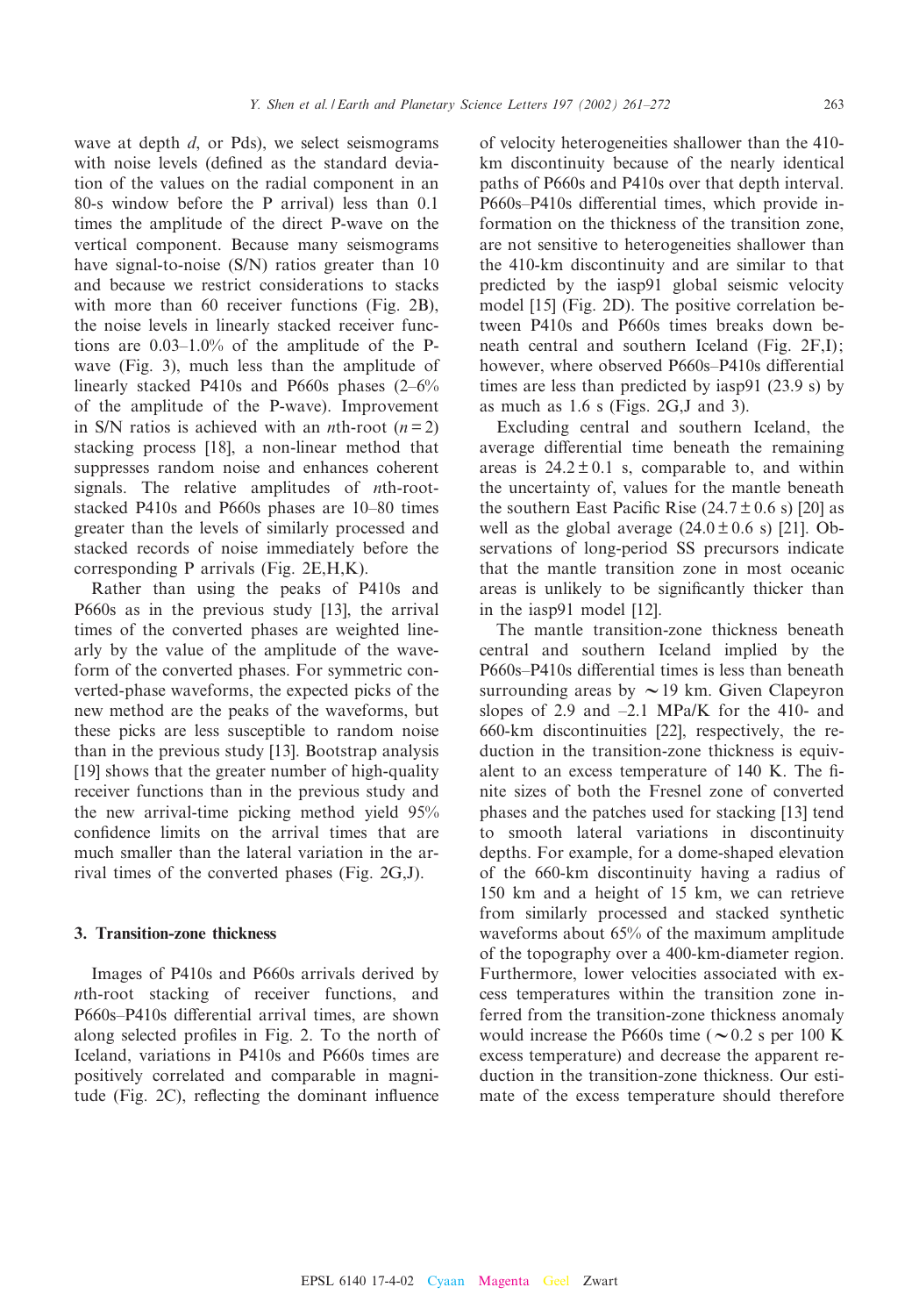wave at depth $d$, or Pds), we select seismograms with noise levels (defined as the standard deviation of the values on the radial component in an 80-s window before the P arrival) less than 0.1 times the amplitude of the direct P-wave on the vertical component. Because many seismograms have signal-to-noise (S/N) ratios greater than 10 and because we restrict considerations to stacks with more than 60 receiver functions (Fig. 2B), the noise levels in linearly stacked receiver functions are 0.03–1.0% of the amplitude of the P-wave (Fig. 3), much less than the amplitude of linearly stacked P410s and P660s phases (2–6% of the amplitude of the P-wave). Improvement in S/N ratios is achieved with an $n$th-root ($n = 2$) stacking process [18], a non-linear method that suppresses random noise and enhances coherent signals. The relative amplitudes of $n$th-root-stacked P410s and P660s phases are 10–80 times greater than the levels of similarly processed and stacked records of noise immediately before the corresponding P arrivals (Fig. 2E,H,K).

Rather than using the peaks of P410s and P660s as in the previous study [13], the arrival times of the converted phases are weighted linearly by the value of the amplitude of the waveform of the converted phases. For symmetric converted-phase waveforms, the expected picks of the new method are the peaks of the waveforms, but these picks are less susceptible to random noise than in the previous study [13]. Bootstrap analysis [19] shows that the greater number of high-quality receiver functions than in the previous study and the new arrival-time picking method yield 95% confidence limits on the arrival times that are much smaller than the lateral variation in the arrival times of the converted phases (Fig. 2G,J).

## 3. Transition-zone thickness

Images of P410s and P660s arrivals derived by $n$th-root stacking of receiver functions, and P660s–P410s differential arrival times, are shown along selected profiles in Fig. 2. To the north of Iceland, variations in P410s and P660s times are positively correlated and comparable in magnitude (Fig. 2C), reflecting the dominant influence of velocity heterogeneities shallower than the 410-km discontinuity because of the nearly identical paths of P660s and P410s over that depth interval. P660s–P410s differential times, which provide information on the thickness of the transition zone, are not sensitive to heterogeneities shallower than the 410-km discontinuity and are similar to that predicted by the iasp91 global seismic velocity model [15] (Fig. 2D). The positive correlation between P410s and P660s times breaks down beneath central and southern Iceland (Fig. 2F,I); however, where observed P660s–P410s differential times are less than predicted by iasp91 (23.9 s) by as much as 1.6 s (Figs. 2G,J and 3).

Excluding central and southern Iceland, the average differential time beneath the remaining areas is $24.2 \pm 0.1$ s, comparable to, and within the uncertainty of, values for the mantle beneath the southern East Pacific Rise ($24.7 \pm 0.6$ s) [20] as well as the global average ($24.0 \pm 0.6$ s) [21]. Observations of long-period SS precursors indicate that the mantle transition zone in most oceanic areas is unlikely to be significantly thicker than in the iasp91 model [12].

The mantle transition-zone thickness beneath central and southern Iceland implied by the P660s–P410s differential times is less than beneath surrounding areas by ~19 km. Given Clapeyron slopes of 2.9 and –2.1 MPa/K for the 410- and 660-km discontinuities [22], respectively, the reduction in the transition-zone thickness is equivalent to an excess temperature of 140 K. The finite sizes of both the Fresnel zone of converted phases and the patches used for stacking [13] tend to smooth lateral variations in discontinuity depths. For example, for a dome-shaped elevation of the 660-km discontinuity having a radius of 150 km and a height of 15 km, we can retrieve from similarly processed and stacked synthetic waveforms about 65% of the maximum amplitude of the topography over a 400-km-diameter region. Furthermore, lower velocities associated with excess temperatures within the transition zone inferred from the transition-zone thickness anomaly would increase the P660s time (~0.2 s per 100 K excess temperature) and decrease the apparent reduction in the transition-zone thickness. Our estimate of the excess temperature should therefore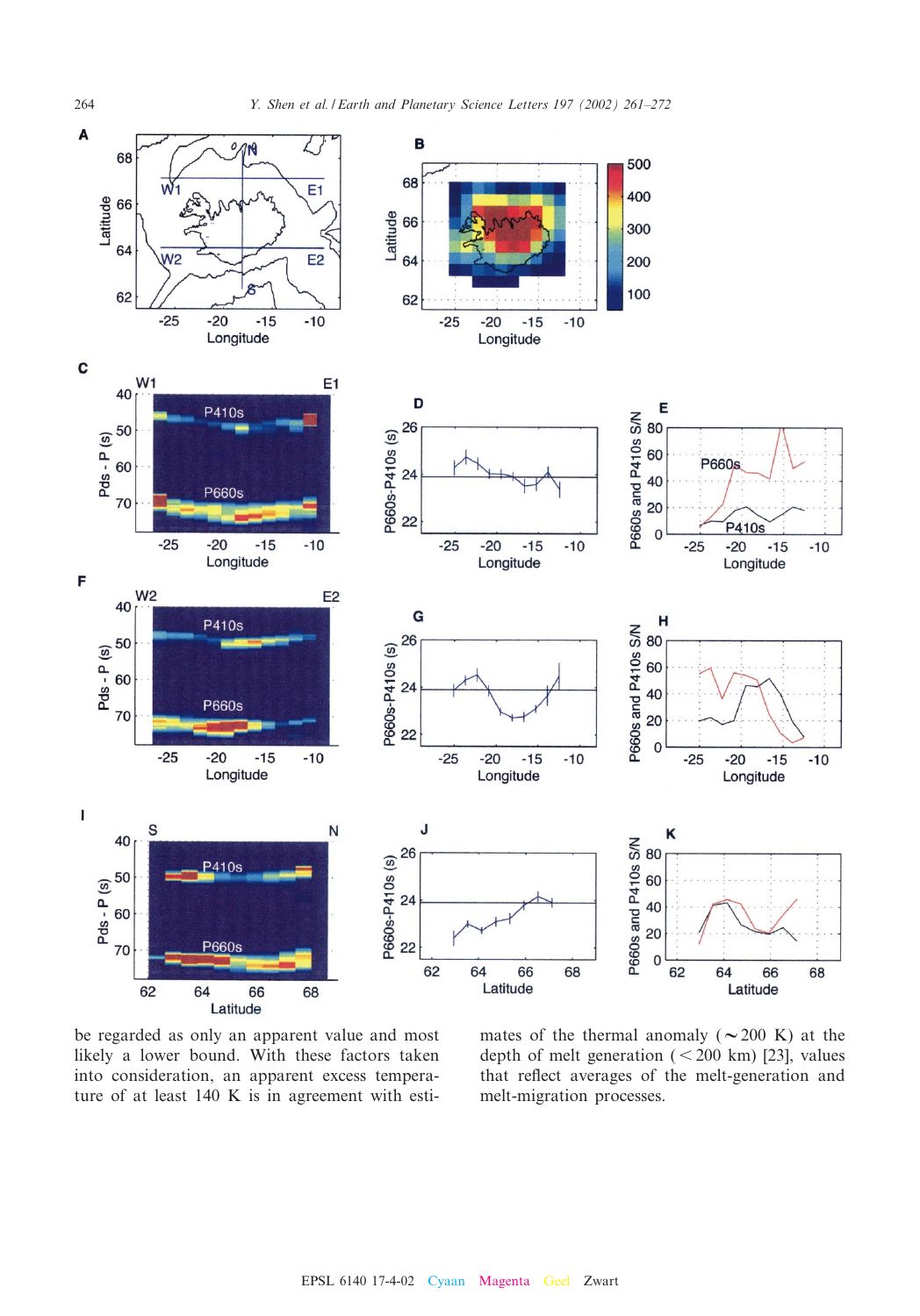be regarded as only an apparent value and most likely a lower bound. With these factors taken into consideration, an apparent excess temperature of at least 140 K is in agreement with estimates of the thermal anomaly (∼200 K) at the depth of melt generation (<200 km) [23], values that reflect averages of the melt-generation and melt-migration processes.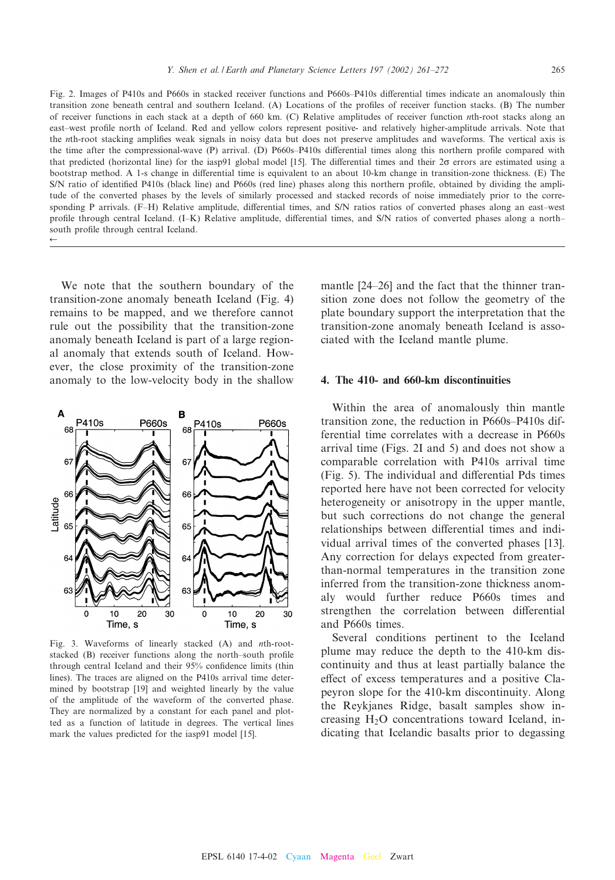Fig. 2. Images of P410s and P660s in stacked receiver functions and P660s–P410s differential times indicate an anomalously thin transition zone beneath central and southern Iceland. (A) Locations of the profiles of receiver function stacks. (B) The number of receiver functions in each stack at a depth of 660 km. (C) Relative amplitudes of receiver function *n*th-root stacks along an east–west profile north of Iceland. Red and yellow colors represent positive- and relatively higher-amplitude arrivals. Note that the *n*th-root stacking amplifies weak signals in noisy data but does not preserve amplitudes and waveforms. The vertical axis is the time after the compressional-wave (P) arrival. (D) P660s–P410s differential times along this northern profile compared with that predicted (horizontal line) for the iasp91 global model [15]. The differential times and their 2σ errors are estimated using a bootstrap method. A 1-s change in differential time is equivalent to an about 10-km change in transition-zone thickness. (E) The S/N ratio of identified P410s (black line) and P660s (red line) phases along this northern profile, obtained by dividing the amplitude of the converted phases by the levels of similarly processed and stacked records of noise immediately prior to the corresponding P arrivals. (F–H) Relative amplitude, differential times, and S/N ratios ratios of converted phases along an east–west profile through central Iceland. (I–K) Relative amplitude, differential times, and S/N ratios of converted phases along a north–south profile through central Iceland.
←

We note that the southern boundary of the transition-zone anomaly beneath Iceland (Fig. 4) remains to be mapped, and we therefore cannot rule out the possibility that the transition-zone anomaly beneath Iceland is part of a large regional anomaly that extends south of Iceland. However, the close proximity of the transition-zone anomaly to the low-velocity body in the shallow mantle [24–26] and the fact that the thinner transition zone does not follow the geometry of the plate boundary support the interpretation that the transition-zone anomaly beneath Iceland is associated with the Iceland mantle plume.

Fig. 3. Waveforms of linearly stacked (A) and *n*th-root-stacked (B) receiver functions along the north–south profile through central Iceland and their 95% confidence limits (thin lines). The traces are aligned on the P410s arrival time determined by bootstrap [19] and weighted linearly by the value of the amplitude of the waveform of the converted phase. They are normalized by a constant for each panel and plotted as a function of latitude in degrees. The vertical lines mark the values predicted for the iasp91 model [15].

## 4. The 410- and 660-km discontinuities

Within the area of anomalously thin mantle transition zone, the reduction in P660s–P410s differential time correlates with a decrease in P660s arrival time (Figs. 2I and 5) and does not show a comparable correlation with P410s arrival time (Fig. 5). The individual and differential Pds times reported here have not been corrected for velocity heterogeneity or anisotropy in the upper mantle, but such corrections do not change the general relationships between differential times and individual arrival times of the converted phases [13]. Any correction for delays expected from greater-than-normal temperatures in the transition zone inferred from the transition-zone thickness anomaly would further reduce P660s times and strengthen the correlation between differential and P660s times.

Several conditions pertinent to the Iceland plume may reduce the depth to the 410-km discontinuity and thus at least partially balance the effect of excess temperatures and a positive Clapeyron slope for the 410-km discontinuity. Along the Reykjanes Ridge, basalt samples show increasing $H_2O$ concentrations toward Iceland, indicating that Icelandic basalts prior to degassing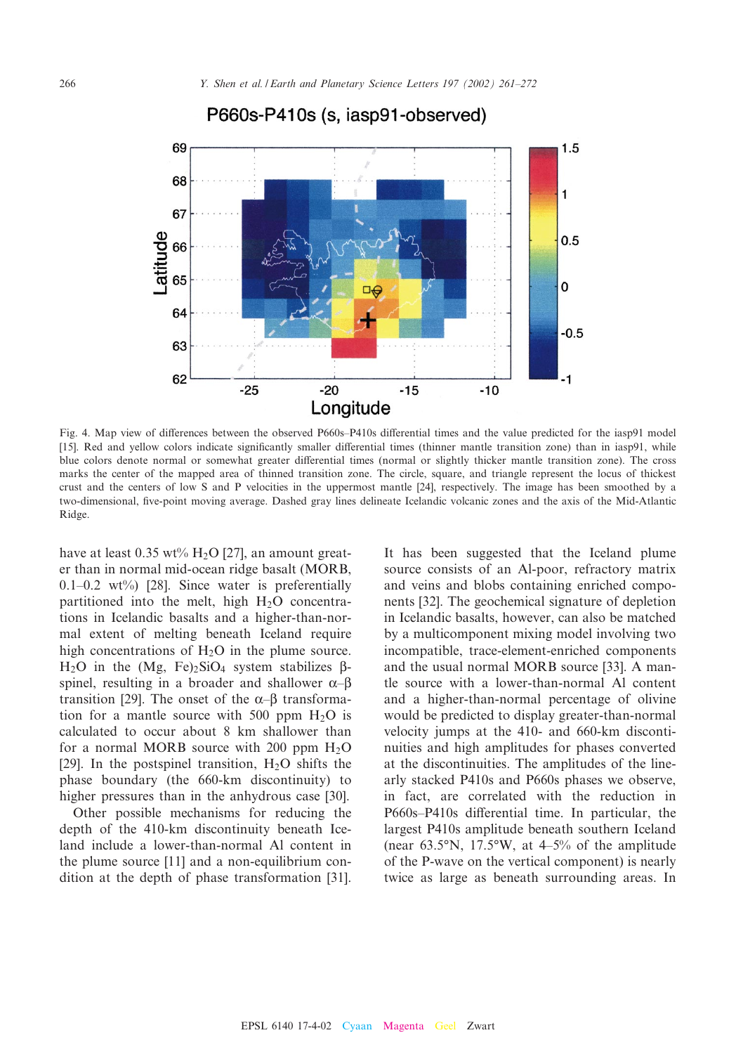Fig. 4. Map view of differences between the observed P660s–P410s differential times and the value predicted for the iasp91 model [15]. Red and yellow colors indicate significantly smaller differential times (thinner mantle transition zone) than in iasp91, while blue colors denote normal or somewhat greater differential times (normal or slightly thicker mantle transition zone). The cross marks the center of the mapped area of thinned transition zone. The circle, square, and triangle represent the locus of thickest crust and the centers of low S and P velocities in the uppermost mantle [24], respectively. The image has been smoothed by a two-dimensional, five-point moving average. Dashed gray lines delineate Icelandic volcanic zones and the axis of the Mid-Atlantic Ridge.

have at least 0.35 wt% $H_2O$ [27], an amount greater than in normal mid-ocean ridge basalt (MORB, 0.1–0.2 wt%) [28]. Since water is preferentially partitioned into the melt, high $H_2O$ concentrations in Icelandic basalts and a higher-than-normal extent of melting beneath Iceland require high concentrations of $H_2O$ in the plume source. $H_2O$ in the $(Mg, Fe)_2SiO_4$ system stabilizes β-spinel, resulting in a broader and shallower α–β transition [29]. The onset of the α–β transformation for a mantle source with 500 ppm $H_2O$ is calculated to occur about 8 km shallower than for a normal MORB source with 200 ppm $H_2O$ [29]. In the postspinel transition, $H_2O$ shifts the phase boundary (the 660-km discontinuity) to higher pressures than in the anhydrous case [30].

Other possible mechanisms for reducing the depth of the 410-km discontinuity beneath Iceland include a lower-than-normal Al content in the plume source [11] and a non-equilibrium condition at the depth of phase transformation [31]. It has been suggested that the Iceland plume source consists of an Al-poor, refractory matrix and veins and blobs containing enriched components [32]. The geochemical signature of depletion in Icelandic basalts, however, can also be matched by a multicomponent mixing model involving two incompatible, trace-element-enriched components and the usual normal MORB source [33]. A mantle source with a lower-than-normal Al content and a higher-than-normal percentage of olivine would be predicted to display greater-than-normal velocity jumps at the 410- and 660-km discontinuities and high amplitudes for phases converted at the discontinuities. The amplitudes of the linearly stacked P410s and P660s phases we observe, in fact, are correlated with the reduction in P660s–P410s differential time. In particular, the largest P410s amplitude beneath southern Iceland (near 63.5°N, 17.5°W, at 4–5% of the amplitude of the P-wave on the vertical component) is nearly twice as large as beneath surrounding areas. In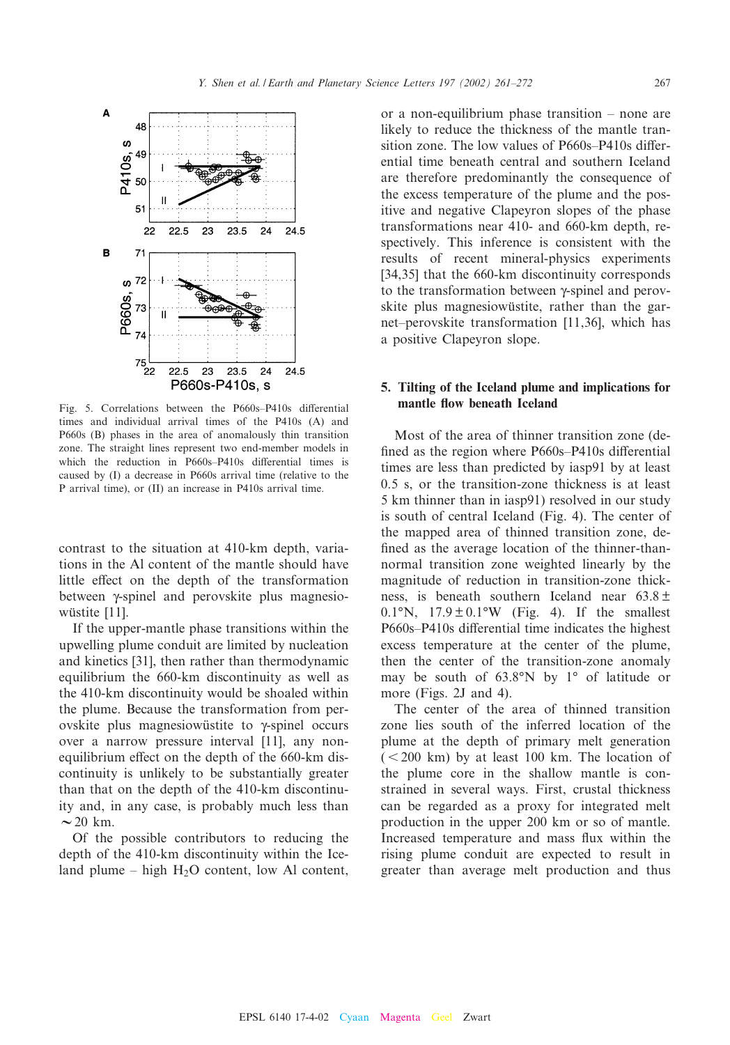Fig. 5. Correlations between the P660s–P410s differential times and individual arrival times of the P410s (A) and P660s (B) phases in the area of anomalously thin transition zone. The straight lines represent two end-member models in which the reduction in P660s–P410s differential times is caused by (I) a decrease in P660s arrival time (relative to the P arrival time), or (II) an increase in P410s arrival time.

contrast to the situation at 410-km depth, variations in the Al content of the mantle should have little effect on the depth of the transformation between γ-spinel and perovskite plus magnesiowüstite [11].

If the upper-mantle phase transitions within the upwelling plume conduit are limited by nucleation and kinetics [31], then rather than thermodynamic equilibrium the 660-km discontinuity as well as the 410-km discontinuity would be shoaled within the plume. Because the transformation from perovskite plus magnesiowüstite to γ-spinel occurs over a narrow pressure interval [11], any non-equilibrium effect on the depth of the 660-km discontinuity is unlikely to be substantially greater than that on the depth of the 410-km discontinuity and, in any case, is probably much less than ~20 km.

Of the possible contributors to reducing the depth of the 410-km discontinuity within the Iceland plume – high $H_2O$ content, low Al content, or a non-equilibrium phase transition – none are likely to reduce the thickness of the mantle transition zone. The low values of P660s–P410s differential time beneath central and southern Iceland are therefore predominantly the consequence of the excess temperature of the plume and the positive and negative Clapeyron slopes of the phase transformations near 410- and 660-km depth, respectively. This inference is consistent with the results of recent mineral-physics experiments [34,35] that the 660-km discontinuity corresponds to the transformation between γ-spinel and perovskite plus magnesiowüstite, rather than the garnet–perovskite transformation [11,36], which has a positive Clapeyron slope.

## 5. Tilting of the Iceland plume and implications for mantle flow beneath Iceland

Most of the area of thinner transition zone (defined as the region where P660s–P410s differential times are less than predicted by iasp91 by at least 0.5 s, or the transition-zone thickness is at least 5 km thinner than in iasp91) resolved in our study is south of central Iceland (Fig. 4). The center of the mapped area of thinned transition zone, defined as the average location of the thinner-than-normal transition zone weighted linearly by the magnitude of reduction in transition-zone thickness, is beneath southern Iceland near 63.8 ± 0.1°N, 17.9 ± 0.1°W (Fig. 4). If the smallest P660s–P410s differential time indicates the highest excess temperature at the center of the plume, then the center of the transition-zone anomaly may be south of 63.8°N by 1° of latitude or more (Figs. 2J and 4).

The center of the area of thinned transition zone lies south of the inferred location of the plume at the depth of primary melt generation (< 200 km) by at least 100 km. The location of the plume core in the shallow mantle is constrained in several ways. First, crustal thickness can be regarded as a proxy for integrated melt production in the upper 200 km or so of mantle. Increased temperature and mass flux within the rising plume conduit are expected to result in greater than average melt production and thus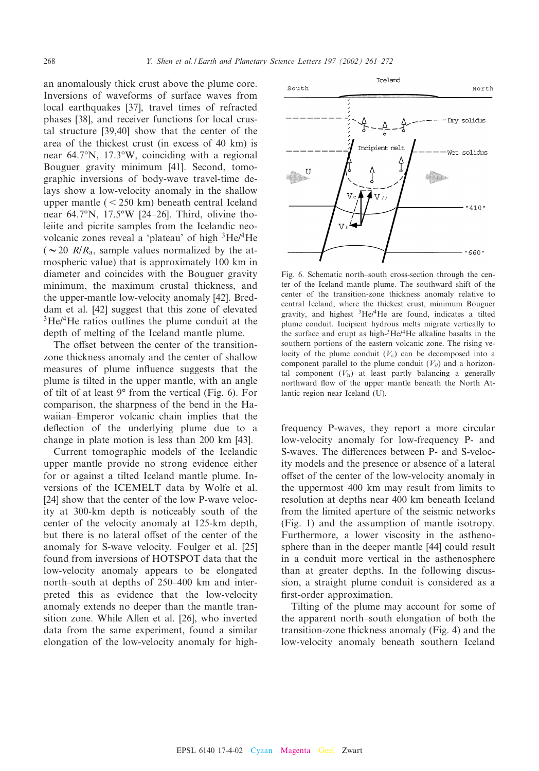an anomalously thick crust above the plume core. Inversions of waveforms of surface waves from local earthquakes [37], travel times of refracted phases [38], and receiver functions for local crustal structure [39,40] show that the center of the area of the thickest crust (in excess of 40 km) is near 64.7°N, 17.3°W, coinciding with a regional Bouguer gravity minimum [41]. Second, tomographic inversions of body-wave travel-time delays show a low-velocity anomaly in the shallow upper mantle (< 250 km) beneath central Iceland near 64.7°N, 17.5°W [24–26]. Third, olivine tholeiite and picrite samples from the Icelandic neovolcanic zones reveal a 'plateau' of high $^3He/^4He$ ($\sim$20 $R/R_a$, sample values normalized by the atmospheric value) that is approximately 100 km in diameter and coincides with the Bouguer gravity minimum, the maximum crustal thickness, and the upper-mantle low-velocity anomaly [42]. Breddam et al. [42] suggest that this zone of elevated $^3He/^4He$ ratios outlines the plume conduit at the depth of melting of the Iceland mantle plume.

The offset between the center of the transition-zone thickness anomaly and the center of shallow measures of plume influence suggests that the plume is tilted in the upper mantle, with an angle of tilt of at least 9° from the vertical (Fig. 6). For comparison, the sharpness of the bend in the Hawaiian–Emperor volcanic chain implies that the deflection of the underlying plume due to a change in plate motion is less than 200 km [43].

Current tomographic models of the Icelandic upper mantle provide no strong evidence either for or against a tilted Iceland mantle plume. Inversions of the ICEMELT data by Wolfe et al. [24] show that the center of the low P-wave velocity at 300-km depth is noticeably south of the center of the velocity anomaly at 125-km depth, but there is no lateral offset of the center of the anomaly for S-wave velocity. Foulger et al. [25] found from inversions of HOTSPOT data that the low-velocity anomaly appears to be elongated north–south at depths of 250–400 km and interpreted this as evidence that the low-velocity anomaly extends no deeper than the mantle transition zone. While Allen et al. [26], who inverted data from the same experiment, found a similar elongation of the low-velocity anomaly for high-frequency P-waves, they report a more circular low-velocity anomaly for low-frequency P- and S-waves. The differences between P- and S-velocity models and the presence or absence of a lateral offset of the center of the low-velocity anomaly in the uppermost 400 km may result from limits to resolution at depths near 400 km beneath Iceland from the limited aperture of the seismic networks (Fig. 1) and the assumption of mantle isotropy. Furthermore, a lower viscosity in the asthenosphere than in the deeper mantle [44] could result in a conduit more vertical in the asthenosphere than at greater depths. In the following discussion, a straight plume conduit is considered as a first-order approximation.

Fig. 6. Schematic north–south cross-section through the center of the Iceland mantle plume. The southward shift of the center of the transition-zone thickness anomaly relative to central Iceland, where the thickest crust, minimum Bouguer gravity, and highest $^3He/^4He$ are found, indicates a tilted plume conduit. Incipient hydrous melts migrate vertically to the surface and erupt as high-$^3He/^4He$ alkaline basalts in the southern portions of the eastern volcanic zone. The rising velocity of the plume conduit ($V_c$) can be decomposed into a component parallel to the plume conduit ($V_{//}$) and a horizontal component ($V_h$) at least partly balancing a generally northward flow of the upper mantle beneath the North Atlantic region near Iceland (U).

Tilting of the plume may account for some of the apparent north–south elongation of both the transition-zone thickness anomaly (Fig. 4) and the low-velocity anomaly beneath southern Iceland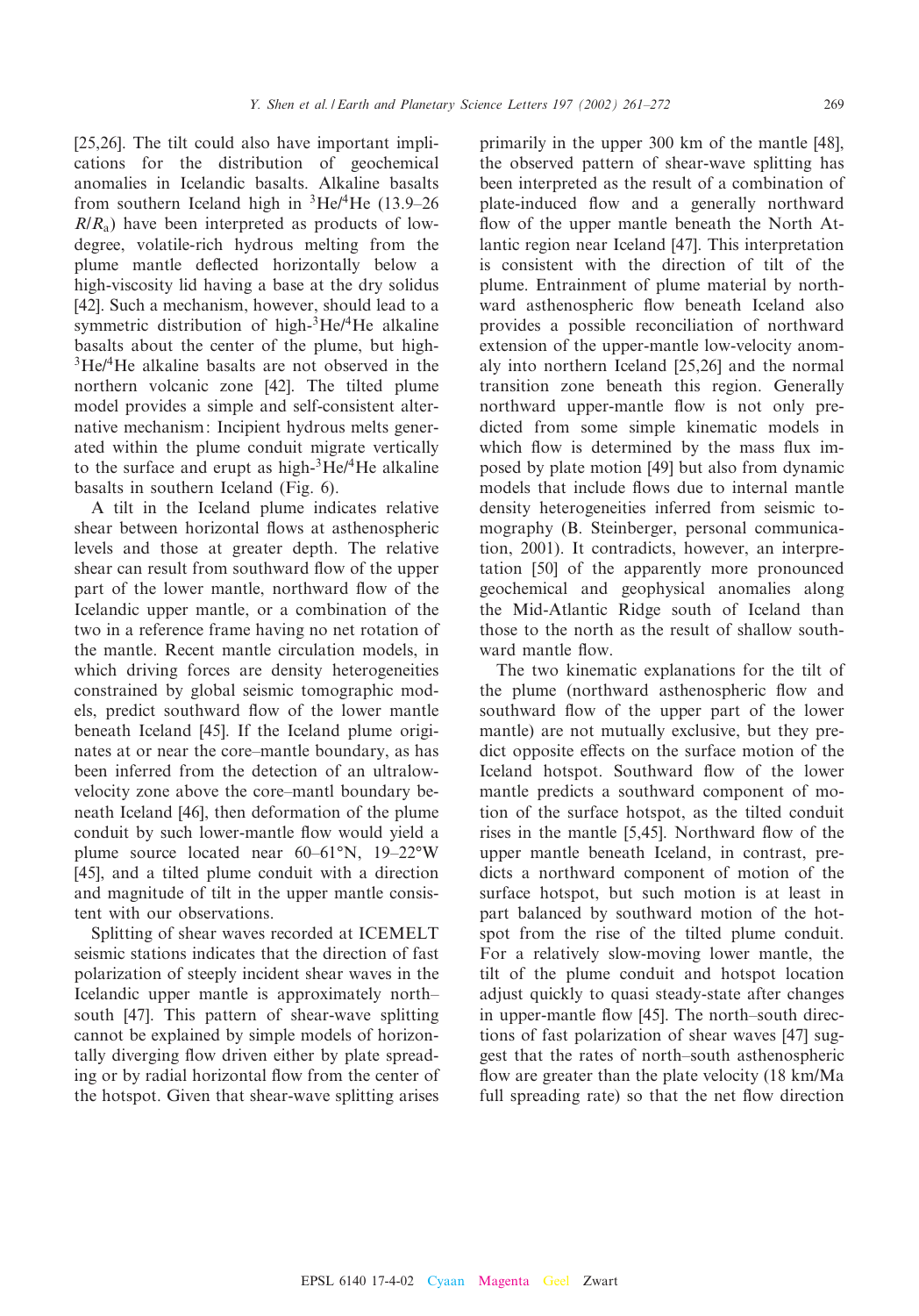[25,26]. The tilt could also have important implications for the distribution of geochemical anomalies in Icelandic basalts. Alkaline basalts from southern Iceland high in $^3He/^4He$ (13.9–26 $R/R_a$) have been interpreted as products of low-degree, volatile-rich hydrous melting from the plume mantle deflected horizontally below a high-viscosity lid having a base at the dry solidus [42]. Such a mechanism, however, should lead to a symmetric distribution of high-$^3He/^4He$ alkaline basalts about the center of the plume, but high-$^3He/^4He$ alkaline basalts are not observed in the northern volcanic zone [42]. The tilted plume model provides a simple and self-consistent alternative mechanism: Incipient hydrous melts generated within the plume conduit migrate vertically to the surface and erupt as high-$^3He/^4He$ alkaline basalts in southern Iceland (Fig. 6).

A tilt in the Iceland plume indicates relative shear between horizontal flows at asthenospheric levels and those at greater depth. The relative shear can result from southward flow of the upper part of the lower mantle, northward flow of the Icelandic upper mantle, or a combination of the two in a reference frame having no net rotation of the mantle. Recent mantle circulation models, in which driving forces are density heterogeneities constrained by global seismic tomographic models, predict southward flow of the lower mantle beneath Iceland [45]. If the Iceland plume originates at or near the core–mantle boundary, as has been inferred from the detection of an ultralow-velocity zone above the core–mantl boundary beneath Iceland [46], then deformation of the plume conduit by such lower-mantle flow would yield a plume source located near 60–61°N, 19–22°W [45], and a tilted plume conduit with a direction and magnitude of tilt in the upper mantle consistent with our observations.

Splitting of shear waves recorded at ICEMELT seismic stations indicates that the direction of fast polarization of steeply incident shear waves in the Icelandic upper mantle is approximately north–south [47]. This pattern of shear-wave splitting cannot be explained by simple models of horizontally diverging flow driven either by plate spreading or by radial horizontal flow from the center of the hotspot. Given that shear-wave splitting arises primarily in the upper 300 km of the mantle [48], the observed pattern of shear-wave splitting has been interpreted as the result of a combination of plate-induced flow and a generally northward flow of the upper mantle beneath the North Atlantic region near Iceland [47]. This interpretation is consistent with the direction of tilt of the plume. Entrainment of plume material by northward asthenospheric flow beneath Iceland also provides a possible reconciliation of northward extension of the upper-mantle low-velocity anomaly into northern Iceland [25,26] and the normal transition zone beneath this region. Generally northward upper-mantle flow is not only predicted from some simple kinematic models in which flow is determined by the mass flux imposed by plate motion [49] but also from dynamic models that include flows due to internal mantle density heterogeneities inferred from seismic tomography (B. Steinberger, personal communication, 2001). It contradicts, however, an interpretation [50] of the apparently more pronounced geochemical and geophysical anomalies along the Mid-Atlantic Ridge south of Iceland than those to the north as the result of shallow southward mantle flow.

The two kinematic explanations for the tilt of the plume (northward asthenospheric flow and southward flow of the upper part of the lower mantle) are not mutually exclusive, but they predict opposite effects on the surface motion of the Iceland hotspot. Southward flow of the lower mantle predicts a southward component of motion of the surface hotspot, as the tilted conduit rises in the mantle [5,45]. Northward flow of the upper mantle beneath Iceland, in contrast, predicts a northward component of motion of the surface hotspot, but such motion is at least in part balanced by southward motion of the hotspot from the rise of the tilted plume conduit. For a relatively slow-moving lower mantle, the tilt of the plume conduit and hotspot location adjust quickly to quasi steady-state after changes in upper-mantle flow [45]. The north–south directions of fast polarization of shear waves [47] suggest that the rates of north–south asthenospheric flow are greater than the plate velocity (18 km/Ma full spreading rate) so that the net flow direction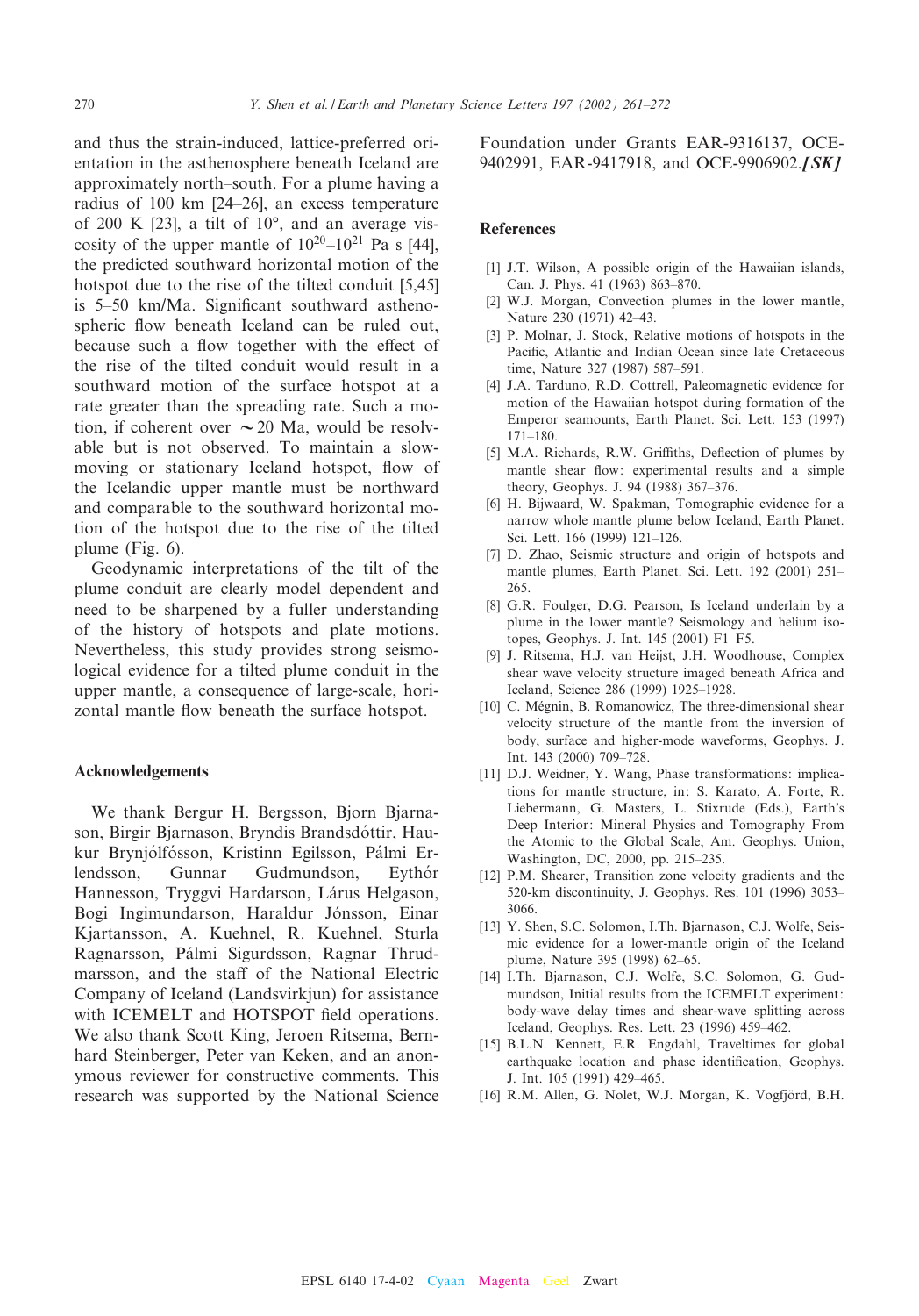and thus the strain-induced, lattice-preferred orientation in the asthenosphere beneath Iceland are approximately north–south. For a plume having a radius of 100 km [24–26], an excess temperature of 200 K [23], a tilt of 10°, and an average viscosity of the upper mantle of $10^{20}$–$10^{21}$ Pa s [44], the predicted southward horizontal motion of the hotspot due to the rise of the tilted conduit [5,45] is 5–50 km/Ma. Significant southward asthenospheric flow beneath Iceland can be ruled out, because such a flow together with the effect of the rise of the tilted conduit would result in a southward motion of the surface hotspot at a rate greater than the spreading rate. Such a motion, if coherent over $\sim$20 Ma, would be resolvable but is not observed. To maintain a slow-moving or stationary Iceland hotspot, flow of the Icelandic upper mantle must be northward and comparable to the southward horizontal motion of the hotspot due to the rise of the tilted plume (Fig. 6).

Geodynamic interpretations of the tilt of the plume conduit are clearly model dependent and need to be sharpened by a fuller understanding of the history of hotspots and plate motions. Nevertheless, this study provides strong seismological evidence for a tilted plume conduit in the upper mantle, a consequence of large-scale, horizontal mantle flow beneath the surface hotspot.

## Acknowledgements

We thank Bergur H. Bergsson, Bjorn Bjarnason, Birgir Bjarnason, Bryndis Brandsdóttir, Haukur Brynjólfósson, Kristinn Egilsson, Pálmi Erlendsson, Gunnar Gudmundson, Eythór Hannesson, Tryggvi Hardarson, Lárus Helgason, Bogi Ingimundarson, Haraldur Jónsson, Einar Kjartansson, A. Kuehnel, R. Kuehnel, Sturla Ragnarsson, Pálmi Sigurdsson, Ragnar Thrudmarsson, and the staff of the National Electric Company of Iceland (Landsvirkjun) for assistance with ICEMELT and HOTSPOT field operations. We also thank Scott King, Jeroen Ritsema, Bernhard Steinberger, Peter van Keken, and an anonymous reviewer for constructive comments. This research was supported by the National Science Foundation under Grants EAR-9316137, OCE-9402991, EAR-9417918, and OCE-9906902.*[SK]*

## References

[1] J.T. Wilson, A possible origin of the Hawaiian islands, Can. J. Phys. 41 (1963) 863–870.

[2] W.J. Morgan, Convection plumes in the lower mantle, Nature 230 (1971) 42–43.

[3] P. Molnar, J. Stock, Relative motions of hotspots in the Pacific, Atlantic and Indian Ocean since late Cretaceous time, Nature 327 (1987) 587–591.

[4] J.A. Tarduno, R.D. Cottrell, Paleomagnetic evidence for motion of the Hawaiian hotspot during formation of the Emperor seamounts, Earth Planet. Sci. Lett. 153 (1997) 171–180.

[5] M.A. Richards, R.W. Griffiths, Deflection of plumes by mantle shear flow: experimental results and a simple theory, Geophys. J. 94 (1988) 367–376.

[6] H. Bijwaard, W. Spakman, Tomographic evidence for a narrow whole mantle plume below Iceland, Earth Planet. Sci. Lett. 166 (1999) 121–126.

[7] D. Zhao, Seismic structure and origin of hotspots and mantle plumes, Earth Planet. Sci. Lett. 192 (2001) 251–265.

[8] G.R. Foulger, D.G. Pearson, Is Iceland underlain by a plume in the lower mantle? Seismology and helium isotopes, Geophys. J. Int. 145 (2001) F1–F5.

[9] J. Ritsema, H.J. van Heijst, J.H. Woodhouse, Complex shear wave velocity structure imaged beneath Africa and Iceland, Science 286 (1999) 1925–1928.

[10] C. Mégnin, B. Romanowicz, The three-dimensional shear velocity structure of the mantle from the inversion of body, surface and higher-mode waveforms, Geophys. J. Int. 143 (2000) 709–728.

[11] D.J. Weidner, Y. Wang, Phase transformations: implications for mantle structure, in: S. Karato, A. Forte, R. Liebermann, G. Masters, L. Stixrude (Eds.), Earth's Deep Interior: Mineral Physics and Tomography From the Atomic to the Global Scale, Am. Geophys. Union, Washington, DC, 2000, pp. 215–235.

[12] P.M. Shearer, Transition zone velocity gradients and the 520-km discontinuity, J. Geophys. Res. 101 (1996) 3053–3066.

[13] Y. Shen, S.C. Solomon, I.Th. Bjarnason, C.J. Wolfe, Seismic evidence for a lower-mantle origin of the Iceland plume, Nature 395 (1998) 62–65.

[14] I.Th. Bjarnason, C.J. Wolfe, S.C. Solomon, G. Gudmundson, Initial results from the ICEMELT experiment: body-wave delay times and shear-wave splitting across Iceland, Geophys. Res. Lett. 23 (1996) 459–462.

[15] B.L.N. Kennett, E.R. Engdahl, Traveltimes for global earthquake location and phase identification, Geophys. J. Int. 105 (1991) 429–465.

[16] R.M. Allen, G. Nolet, W.J. Morgan, K. Vogfjörd, B.H.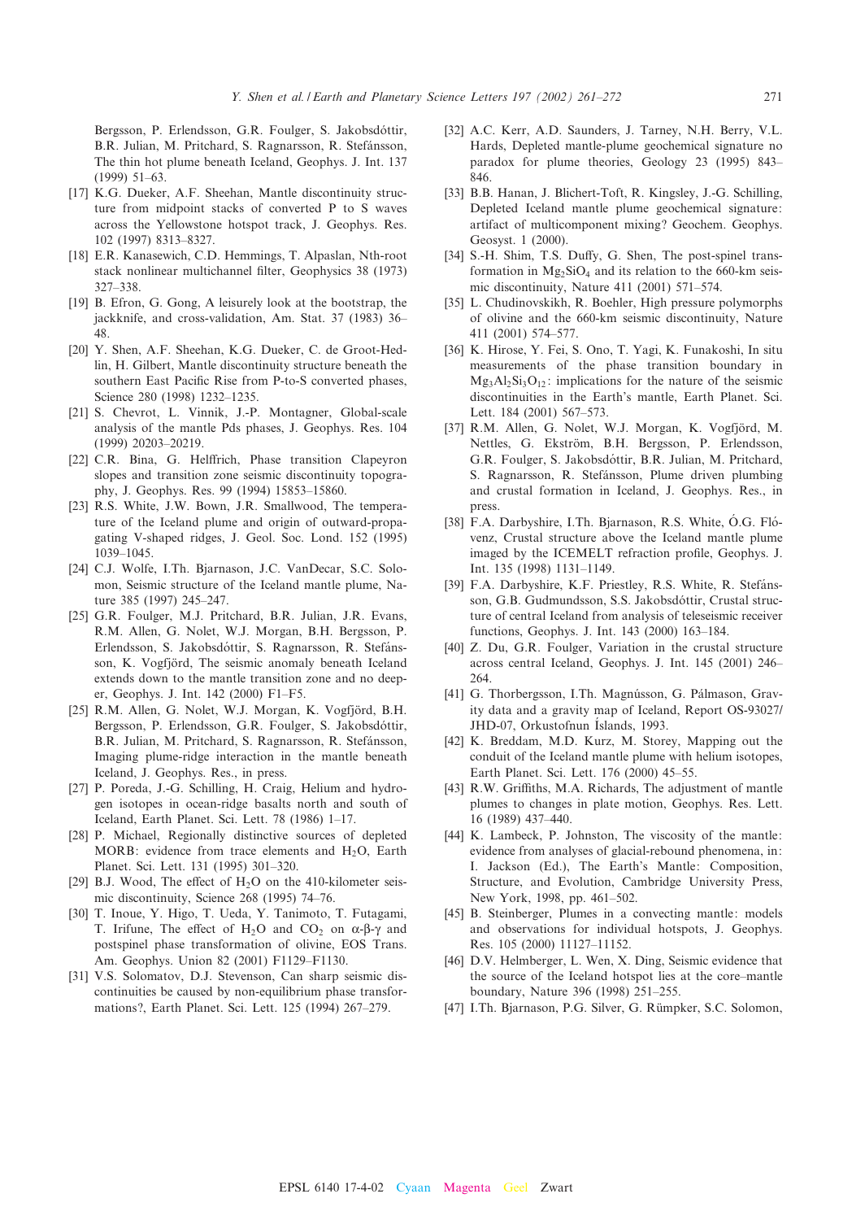Bergsson, P. Erlendsson, G.R. Foulger, S. Jakobsdóttir, B.R. Julian, M. Pritchard, S. Ragnarsson, R. Stefánsson, The thin hot plume beneath Iceland, Geophys. J. Int. 137 (1999) 51–63.

[17] K.G. Dueker, A.F. Sheehan, Mantle discontinuity structure from midpoint stacks of converted P to S waves across the Yellowstone hotspot track, J. Geophys. Res. 102 (1997) 8313–8327.

[18] E.R. Kanasewich, C.D. Hemmings, T. Alpaslan, Nth-root stack nonlinear multichannel filter, Geophysics 38 (1973) 327–338.

[19] B. Efron, G. Gong, A leisurely look at the bootstrap, the jackknife, and cross-validation, Am. Stat. 37 (1983) 36–48.

[20] Y. Shen, A.F. Sheehan, K.G. Dueker, C. de Groot-Hedlin, H. Gilbert, Mantle discontinuity structure beneath the southern East Pacific Rise from P-to-S converted phases, Science 280 (1998) 1232–1235.

[21] S. Chevrot, L. Vinnik, J.-P. Montagner, Global-scale analysis of the mantle Pds phases, J. Geophys. Res. 104 (1999) 20203–20219.

[22] C.R. Bina, G. Helffrich, Phase transition Clapeyron slopes and transition zone seismic discontinuity topography, J. Geophys. Res. 99 (1994) 15853–15860.

[23] R.S. White, J.W. Bown, J.R. Smallwood, The temperature of the Iceland plume and origin of outward-propagating V-shaped ridges, J. Geol. Soc. Lond. 152 (1995) 1039–1045.

[24] C.J. Wolfe, I.Th. Bjarnason, J.C. VanDecar, S.C. Solomon, Seismic structure of the Iceland mantle plume, Nature 385 (1997) 245–247.

[25] G.R. Foulger, M.J. Pritchard, B.R. Julian, J.R. Evans, R.M. Allen, G. Nolet, W.J. Morgan, B.H. Bergsson, P. Erlendsson, S. Jakobsdóttir, S. Ragnarsson, R. Stefánsson, K. Vogfjörd, The seismic anomaly beneath Iceland extends down to the mantle transition zone and no deeper, Geophys. J. Int. 142 (2000) F1–F5.

[25] R.M. Allen, G. Nolet, W.J. Morgan, K. Vogfjörd, B.H. Bergsson, P. Erlendsson, G.R. Foulger, S. Jakobsdóttir, B.R. Julian, M. Pritchard, S. Ragnarsson, R. Stefánsson, Imaging plume-ridge interaction in the mantle beneath Iceland, J. Geophys. Res., in press.

[27] P. Poreda, J.-G. Schilling, H. Craig, Helium and hydrogen isotopes in ocean-ridge basalts north and south of Iceland, Earth Planet. Sci. Lett. 78 (1986) 1–17.

[28] P. Michael, Regionally distinctive sources of depleted MORB: evidence from trace elements and $H_2O$, Earth Planet. Sci. Lett. 131 (1995) 301–320.

[29] B.J. Wood, The effect of $H_2O$ on the 410-kilometer seismic discontinuity, Science 268 (1995) 74–76.

[30] T. Inoue, Y. Higo, T. Ueda, Y. Tanimoto, T. Futagami, T. Irifune, The effect of $H_2O$ and $CO_2$ on $\alpha$-$\beta$-$\gamma$ and postspinel phase transformation of olivine, EOS Trans. Am. Geophys. Union 82 (2001) F1129–F1130.

[31] V.S. Solomatov, D.J. Stevenson, Can sharp seismic discontinuities be caused by non-equilibrium phase transformations?, Earth Planet. Sci. Lett. 125 (1994) 267–279.

[32] A.C. Kerr, A.D. Saunders, J. Tarney, N.H. Berry, V.L. Hards, Depleted mantle-plume geochemical signature no paradox for plume theories, Geology 23 (1995) 843–846.

[33] B.B. Hanan, J. Blichert-Toft, R. Kingsley, J.-G. Schilling, Depleted Iceland mantle plume geochemical signature: artifact of multicomponent mixing? Geochem. Geophys. Geosyst. 1 (2000).

[34] S.-H. Shim, T.S. Duffy, G. Shen, The post-spinel transformation in $Mg_2SiO_4$ and its relation to the 660-km seismic discontinuity, Nature 411 (2001) 571–574.

[35] L. Chudinovskikh, R. Boehler, High pressure polymorphs of olivine and the 660-km seismic discontinuity, Nature 411 (2001) 574–577.

[36] K. Hirose, Y. Fei, S. Ono, T. Yagi, K. Funakoshi, In situ measurements of the phase transition boundary in $Mg_3Al_2Si_3O_{12}$: implications for the nature of the seismic discontinuities in the Earth's mantle, Earth Planet. Sci. Lett. 184 (2001) 567–573.

[37] R.M. Allen, G. Nolet, W.J. Morgan, K. Vogfjörd, M. Nettles, G. Ekström, B.H. Bergsson, P. Erlendsson, G.R. Foulger, S. Jakobsdóttir, B.R. Julian, M. Pritchard, S. Ragnarsson, R. Stefánsson, Plume driven plumbing and crustal formation in Iceland, J. Geophys. Res., in press.

[38] F.A. Darbyshire, I.Th. Bjarnason, R.S. White, Ó.G. Flóvenz, Crustal structure above the Iceland mantle plume imaged by the ICEMELT refraction profile, Geophys. J. Int. 135 (1998) 1131–1149.

[39] F.A. Darbyshire, K.F. Priestley, R.S. White, R. Stefánsson, G.B. Gudmundsson, S.S. Jakobsdóttir, Crustal structure of central Iceland from analysis of teleseismic receiver functions, Geophys. J. Int. 143 (2000) 163–184.

[40] Z. Du, G.R. Foulger, Variation in the crustal structure across central Iceland, Geophys. J. Int. 145 (2001) 246–264.

[41] G. Thorbergsson, I.Th. Magnússon, G. Pálmason, Gravity data and a gravity map of Iceland, Report OS-93027/JHD-07, Orkustofnun Íslands, 1993.

[42] K. Breddam, M.D. Kurz, M. Storey, Mapping out the conduit of the Iceland mantle plume with helium isotopes, Earth Planet. Sci. Lett. 176 (2000) 45–55.

[43] R.W. Griffiths, M.A. Richards, The adjustment of mantle plumes to changes in plate motion, Geophys. Res. Lett. 16 (1989) 437–440.

[44] K. Lambeck, P. Johnston, The viscosity of the mantle: evidence from analyses of glacial-rebound phenomena, in: I. Jackson (Ed.), The Earth's Mantle: Composition, Structure, and Evolution, Cambridge University Press, New York, 1998, pp. 461–502.

[45] B. Steinberger, Plumes in a convecting mantle: models and observations for individual hotspots, J. Geophys. Res. 105 (2000) 11127–11152.

[46] D.V. Helmberger, L. Wen, X. Ding, Seismic evidence that the source of the Iceland hotspot lies at the core–mantle boundary, Nature 396 (1998) 251–255.

[47] I.Th. Bjarnason, P.G. Silver, G. Rümpker, S.C. Solomon,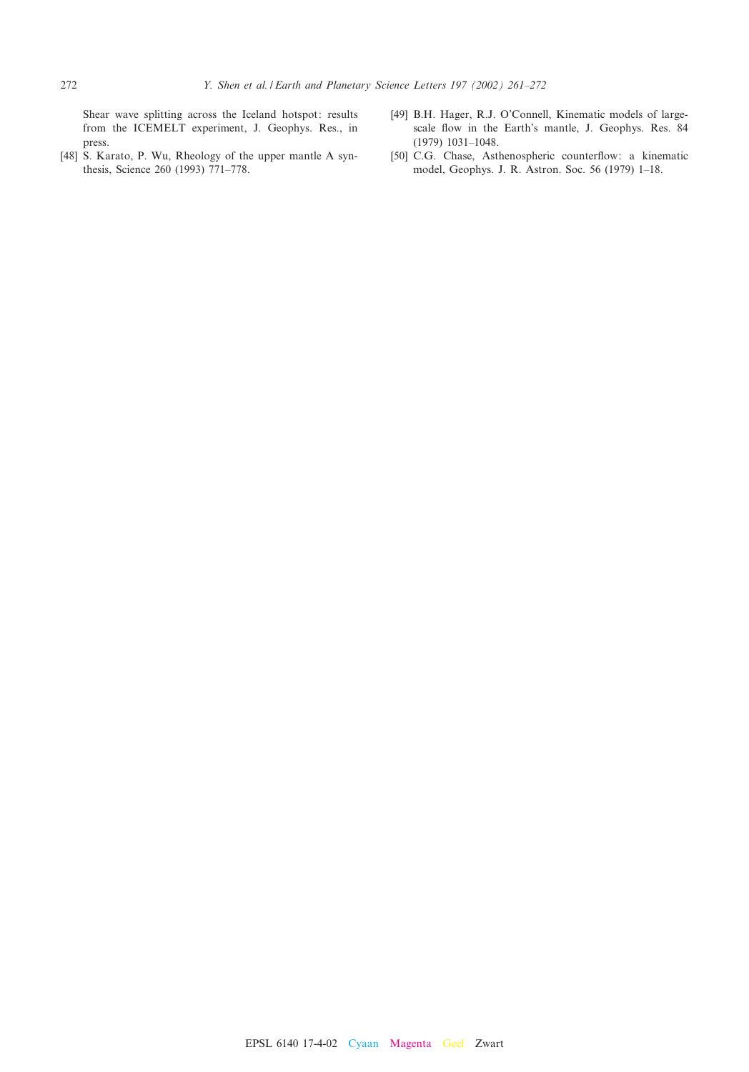Shear wave splitting across the Iceland hotspot: results from the ICEMELT experiment, J. Geophys. Res., in press.

[48] S. Karato, P. Wu, Rheology of the upper mantle A synthesis, Science 260 (1993) 771–778.

[49] B.H. Hager, R.J. O'Connell, Kinematic models of large-scale flow in the Earth's mantle, J. Geophys. Res. 84 (1979) 1031–1048.

[50] C.G. Chase, Asthenospheric counterflow: a kinematic model, Geophys. J. R. Astron. Soc. 56 (1979) 1–18.